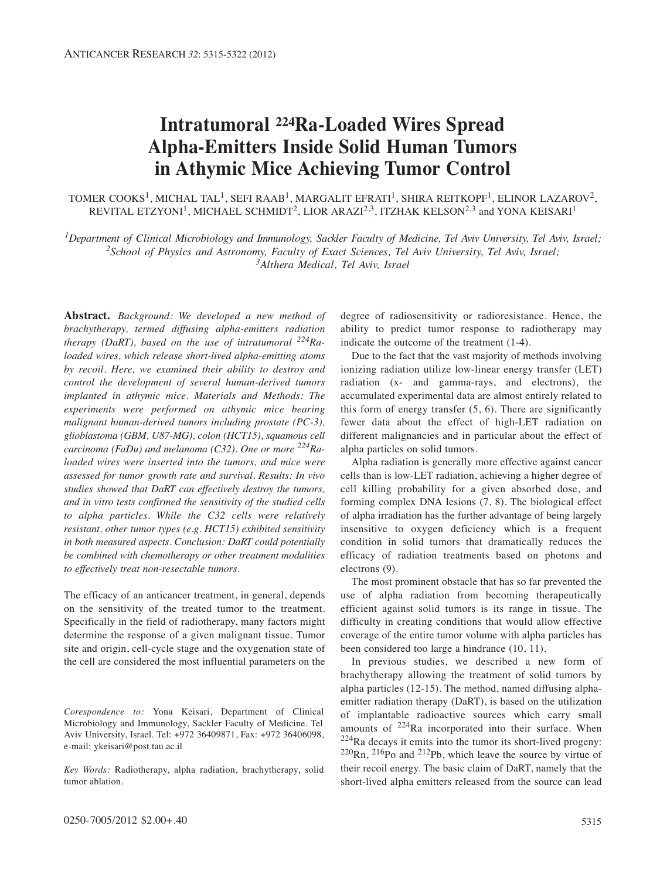# Intratumoral $^{224}$Ra-Loaded Wires Spread Alpha-Emitters Inside Solid Human Tumors in Athymic Mice Achieving Tumor Control

TOMER COOKS[1], MICHAL TAL[1], SEFI RAAB[1], MARGALIT EFRATI[1], SHIRA REITKOPF[1], ELINOR LAZAROV[2], REVITAL ETZYONI[1], MICHAEL SCHMIDT[2], LIOR ARAZI[2,3], ITZHAK KELSON[2,3] and YONA KEISARI[1]

[1]*Department of Clinical Microbiology and Immunology, Sackler Faculty of Medicine, Tel Aviv University, Tel Aviv, Israel;*
[2]*School of Physics and Astronomy, Faculty of Exact Sciences, Tel Aviv University, Tel Aviv, Israel;*
[3]*Althera Medical, Tel Aviv, Israel*

**Abstract.** *Background: We developed a new method of brachytherapy, termed diffusing alpha-emitters radiation therapy (DaRT), based on the use of intratumoral $^{224}$Ra-loaded wires, which release short-lived alpha-emitting atoms by recoil. Here, we examined their ability to destroy and control the development of several human-derived tumors implanted in athymic mice. Materials and Methods: The experiments were performed on athymic mice bearing malignant human-derived tumors including prostate (PC-3), glioblastoma (GBM, U87-MG), colon (HCT15), squamous cell carcinoma (FaDu) and melanoma (C32). One or more $^{224}$Ra-loaded wires were inserted into the tumors, and mice were assessed for tumor growth rate and survival. Results: In vivo studies showed that DaRT can effectively destroy the tumors, and in vitro tests confirmed the sensitivity of the studied cells to alpha particles. While the C32 cells were relatively resistant, other tumor types (e.g. HCT15) exhibited sensitivity in both measured aspects. Conclusion: DaRT could potentially be combined with chemotherapy or other treatment modalities to effectively treat non-resectable tumors.*

The efficacy of an anticancer treatment, in general, depends on the sensitivity of the treated tumor to the treatment. Specifically in the field of radiotherapy, many factors might determine the response of a given malignant tissue. Tumor site and origin, cell-cycle stage and the oxygenation state of the cell are considered the most influential parameters on the degree of radiosensitivity or radioresistance. Hence, the ability to predict tumor response to radiotherapy may indicate the outcome of the treatment (1-4).

Due to the fact that the vast majority of methods involving ionizing radiation utilize low-linear energy transfer (LET) radiation (x- and gamma-rays, and electrons), the accumulated experimental data are almost entirely related to this form of energy transfer (5, 6). There are significantly fewer data about the effect of high-LET radiation on different malignancies and in particular about the effect of alpha particles on solid tumors.

Alpha radiation is generally more effective against cancer cells than is low-LET radiation, achieving a higher degree of cell killing probability for a given absorbed dose, and forming complex DNA lesions (7, 8). The biological effect of alpha irradiation has the further advantage of being largely insensitive to oxygen deficiency which is a frequent condition in solid tumors that dramatically reduces the efficacy of radiation treatments based on photons and electrons (9).

The most prominent obstacle that has so far prevented the use of alpha radiation from becoming therapeutically efficient against solid tumors is its range in tissue. The difficulty in creating conditions that would allow effective coverage of the entire tumor volume with alpha particles has been considered too large a hindrance (10, 11).

In previous studies, we described a new form of brachytherapy allowing the treatment of solid tumors by alpha particles (12-15). The method, named diffusing alpha-emitter radiation therapy (DaRT), is based on the utilization of implantable radioactive sources which carry small amounts of $^{224}$Ra incorporated into their surface. When $^{224}$Ra decays it emits into the tumor its short-lived progeny: $^{220}$Rn, $^{216}$Po and $^{212}$Pb, which leave the source by virtue of their recoil energy. The basic claim of DaRT, namely that the short-lived alpha emitters released from the source can lead

*Corespondence to:* Yona Keisari, Department of Clinical Microbiology and Immunology, Sackler Faculty of Medicine. Tel Aviv University, Israel. Tel: +972 36409871, Fax: +972 36406098, e-mail: ykeisari@post.tau.ac.il

*Key Words:* Radiotherapy, alpha radiation, brachytherapy, solid tumor ablation.

0250-7005/2012 $2.00+.40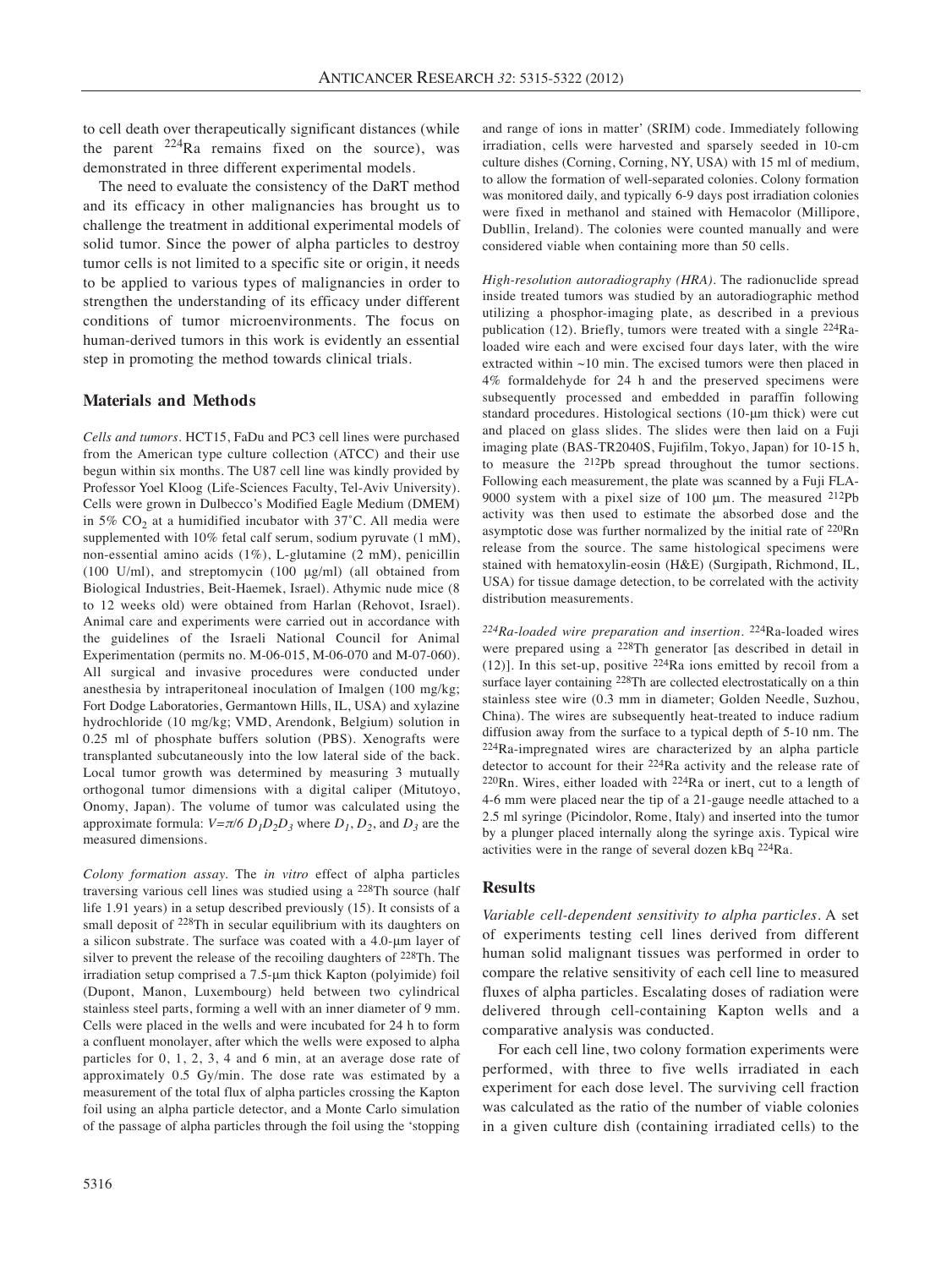to cell death over therapeutically significant distances (while the parent $^{224}Ra$ remains fixed on the source), was demonstrated in three different experimental models.

The need to evaluate the consistency of the DaRT method and its efficacy in other malignancies has brought us to challenge the treatment in additional experimental models of solid tumor. Since the power of alpha particles to destroy tumor cells is not limited to a specific site or origin, it needs to be applied to various types of malignancies in order to strengthen the understanding of its efficacy under different conditions of tumor microenvironments. The focus on human-derived tumors in this work is evidently an essential step in promoting the method towards clinical trials.

## Materials and Methods

*Cells and tumors.* HCT15, FaDu and PC3 cell lines were purchased from the American type culture collection (ATCC) and their use begun within six months. The U87 cell line was kindly provided by Professor Yoel Kloog (Life-Sciences Faculty, Tel-Aviv University). Cells were grown in Dulbecco's Modified Eagle Medium (DMEM) in 5% $CO_2$ at a humidified incubator with 37˚C. All media were supplemented with 10% fetal calf serum, sodium pyruvate (1 mM), non-essential amino acids (1%), L-glutamine (2 mM), penicillin (100 U/ml), and streptomycin (100 μg/ml) (all obtained from Biological Industries, Beit-Haemek, Israel). Athymic nude mice (8 to 12 weeks old) were obtained from Harlan (Rehovot, Israel). Animal care and experiments were carried out in accordance with the guidelines of the Israeli National Council for Animal Experimentation (permits no. M-06-015, M-06-070 and M-07-060). All surgical and invasive procedures were conducted under anesthesia by intraperitoneal inoculation of Imalgen (100 mg/kg; Fort Dodge Laboratories, Germantown Hills, IL, USA) and xylazine hydrochloride (10 mg/kg; VMD, Arendonk, Belgium) solution in 0.25 ml of phosphate buffers solution (PBS). Xenografts were transplanted subcutaneously into the low lateral side of the back. Local tumor growth was determined by measuring 3 mutually orthogonal tumor dimensions with a digital caliper (Mitutoyo, Onomy, Japan). The volume of tumor was calculated using the approximate formula: $V=\pi/6\ D_1D_2D_3$ where $D_1$, $D_2$, and $D_3$ are the measured dimensions.

*Colony formation assay.* The *in vitro* effect of alpha particles traversing various cell lines was studied using a $^{228}Th$ source (half life 1.91 years) in a setup described previously (15). It consists of a small deposit of $^{228}Th$ in secular equilibrium with its daughters on a silicon substrate. The surface was coated with a 4.0-μm layer of silver to prevent the release of the recoiling daughters of $^{228}Th$. The irradiation setup comprised a 7.5-μm thick Kapton (polyimide) foil (Dupont, Manon, Luxembourg) held between two cylindrical stainless steel parts, forming a well with an inner diameter of 9 mm. Cells were placed in the wells and were incubated for 24 h to form a confluent monolayer, after which the wells were exposed to alpha particles for 0, 1, 2, 3, 4 and 6 min, at an average dose rate of approximately 0.5 Gy/min. The dose rate was estimated by a measurement of the total flux of alpha particles crossing the Kapton foil using an alpha particle detector, and a Monte Carlo simulation of the passage of alpha particles through the foil using the 'stopping and range of ions in matter' (SRIM) code. Immediately following irradiation, cells were harvested and sparsely seeded in 10-cm culture dishes (Corning, Corning, NY, USA) with 15 ml of medium, to allow the formation of well-separated colonies. Colony formation was monitored daily, and typically 6-9 days post irradiation colonies were fixed in methanol and stained with Hemacolor (Millipore, Dubllin, Ireland). The colonies were counted manually and were considered viable when containing more than 50 cells.

*High-resolution autoradiography (HRA).* The radionuclide spread inside treated tumors was studied by an autoradiographic method utilizing a phosphor-imaging plate, as described in a previous publication (12). Briefly, tumors were treated with a single $^{224}Ra$-loaded wire each and were excised four days later, with the wire extracted within ~10 min. The excised tumors were then placed in 4% formaldehyde for 24 h and the preserved specimens were subsequently processed and embedded in paraffin following standard procedures. Histological sections (10-μm thick) were cut and placed on glass slides. The slides were then laid on a Fuji imaging plate (BAS-TR2040S, Fujifilm, Tokyo, Japan) for 10-15 h, to measure the $^{212}Pb$ spread throughout the tumor sections. Following each measurement, the plate was scanned by a Fuji FLA-9000 system with a pixel size of 100 μm. The measured $^{212}Pb$ activity was then used to estimate the absorbed dose and the asymptotic dose was further normalized by the initial rate of $^{220}Rn$ release from the source. The same histological specimens were stained with hematoxylin-eosin (H&E) (Surgipath, Richmond, IL, USA) for tissue damage detection, to be correlated with the activity distribution measurements.

*$^{224}Ra$-loaded wire preparation and insertion.* $^{224}Ra$-loaded wires were prepared using a $^{228}Th$ generator [as described in detail in (12)]. In this set-up, positive $^{224}Ra$ ions emitted by recoil from a surface layer containing $^{228}Th$ are collected electrostatically on a thin stainless stee wire (0.3 mm in diameter; Golden Needle, Suzhou, China). The wires are subsequently heat-treated to induce radium diffusion away from the surface to a typical depth of 5-10 nm. The $^{224}Ra$-impregnated wires are characterized by an alpha particle detector to account for their $^{224}Ra$ activity and the release rate of $^{220}Rn$. Wires, either loaded with $^{224}Ra$ or inert, cut to a length of 4-6 mm were placed near the tip of a 21-gauge needle attached to a 2.5 ml syringe (Picindolor, Rome, Italy) and inserted into the tumor by a plunger placed internally along the syringe axis. Typical wire activities were in the range of several dozen kBq $^{224}Ra$.

## Results

*Variable cell-dependent sensitivity to alpha particles.* A set of experiments testing cell lines derived from different human solid malignant tissues was performed in order to compare the relative sensitivity of each cell line to measured fluxes of alpha particles. Escalating doses of radiation were delivered through cell-containing Kapton wells and a comparative analysis was conducted.

For each cell line, two colony formation experiments were performed, with three to five wells irradiated in each experiment for each dose level. The surviving cell fraction was calculated as the ratio of the number of viable colonies in a given culture dish (containing irradiated cells) to the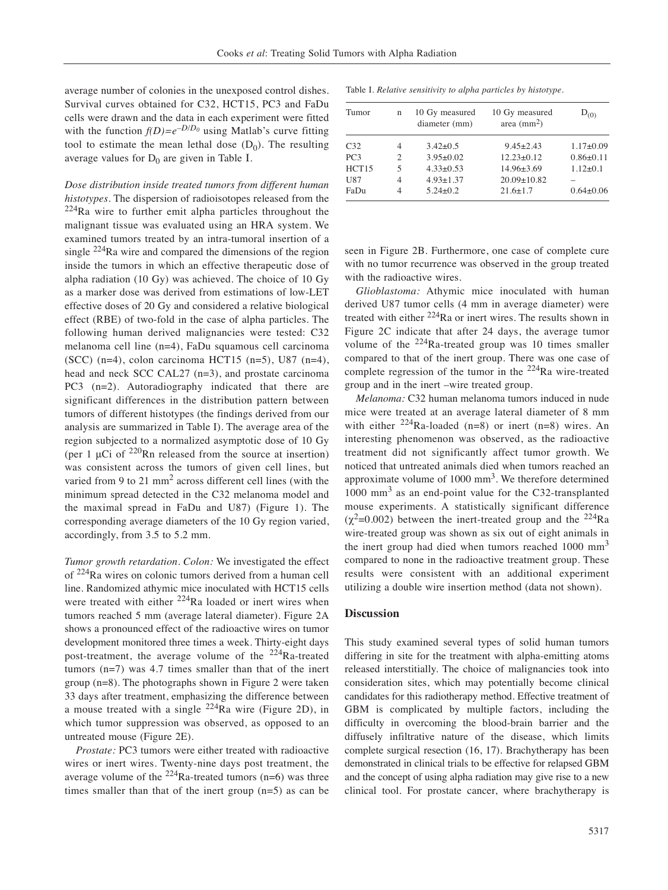average number of colonies in the unexposed control dishes. Survival curves obtained for C32, HCT15, PC3 and FaDu cells were drawn and the data in each experiment were fitted with the function $f(D)=e^{-D/D_0}$ using Matlab's curve fitting tool to estimate the mean lethal dose ($D_0$). The resulting average values for $D_0$ are given in Table I.

*Dose distribution inside treated tumors from different human histotypes*. The dispersion of radioisotopes released from the $^{224}$Ra wire to further emit alpha particles throughout the malignant tissue was evaluated using an HRA system. We examined tumors treated by an intra-tumoral insertion of a single $^{224}$Ra wire and compared the dimensions of the region inside the tumors in which an effective therapeutic dose of alpha radiation (10 Gy) was achieved. The choice of 10 Gy as a marker dose was derived from estimations of low-LET effective doses of 20 Gy and considered a relative biological effect (RBE) of two-fold in the case of alpha particles. The following human derived malignancies were tested: C32 melanoma cell line (n=4), FaDu squamous cell carcinoma (SCC) (n=4), colon carcinoma HCT15 (n=5), U87 (n=4), head and neck SCC CAL27 (n=3), and prostate carcinoma PC3 (n=2). Autoradiography indicated that there are significant differences in the distribution pattern between tumors of different histotypes (the findings derived from our analysis are summarized in Table I). The average area of the region subjected to a normalized asymptotic dose of 10 Gy (per 1 μCi of $^{220}$Rn released from the source at insertion) was consistent across the tumors of given cell lines, but varied from 9 to 21 mm$^2$ across different cell lines (with the minimum spread detected in the C32 melanoma model and the maximal spread in FaDu and U87) (Figure 1). The corresponding average diameters of the 10 Gy region varied, accordingly, from 3.5 to 5.2 mm.

*Tumor growth retardation*. *Colon:* We investigated the effect of $^{224}$Ra wires on colonic tumors derived from a human cell line. Randomized athymic mice inoculated with HCT15 cells were treated with either $^{224}$Ra loaded or inert wires when tumors reached 5 mm (average lateral diameter). Figure 2A shows a pronounced effect of the radioactive wires on tumor development monitored three times a week. Thirty-eight days post-treatment, the average volume of the $^{224}$Ra-treated tumors (n=7) was 4.7 times smaller than that of the inert group (n=8). The photographs shown in Figure 2 were taken 33 days after treatment, emphasizing the difference between a mouse treated with a single $^{224}$Ra wire (Figure 2D), in which tumor suppression was observed, as opposed to an untreated mouse (Figure 2E).

*Prostate:* PC3 tumors were either treated with radioactive wires or inert wires. Twenty-nine days post treatment, the average volume of the $^{224}$Ra-treated tumors (n=6) was three times smaller than that of the inert group (n=5) as can be seen in Figure 2B. Furthermore, one case of complete cure with no tumor recurrence was observed in the group treated with the radioactive wires.

*Glioblastoma:* Athymic mice inoculated with human derived U87 tumor cells (4 mm in average diameter) were treated with either $^{224}$Ra or inert wires. The results shown in Figure 2C indicate that after 24 days, the average tumor volume of the $^{224}$Ra-treated group was 10 times smaller compared to that of the inert group. There was one case of complete regression of the tumor in the $^{224}$Ra wire-treated group and in the inert –wire treated group.

*Melanoma:* C32 human melanoma tumors induced in nude mice were treated at an average lateral diameter of 8 mm with either $^{224}$Ra-loaded (n=8) or inert (n=8) wires. An interesting phenomenon was observed, as the radioactive treatment did not significantly affect tumor growth. We noticed that untreated animals died when tumors reached an approximate volume of 1000 mm$^3$. We therefore determined 1000 mm$^3$ as an end-point value for the C32-transplanted mouse experiments. A statistically significant difference ($\chi^2$=0.002) between the inert-treated group and the $^{224}$Ra wire-treated group was shown as six out of eight animals in the inert group had died when tumors reached 1000 mm$^3$ compared to none in the radioactive treatment group. These results were consistent with an additional experiment utilizing a double wire insertion method (data not shown).

Table I. *Relative sensitivity to alpha particles by histotype.*

| Tumor | n | 10 Gy measured diameter (mm) | 10 Gy measured area (mm$^2$) | $D_{(0)}$ |
|---|---|---|---|---|
| C32 | 4 | 3.42±0.5 | 9.45±2.43 | 1.17±0.09 |
| PC3 | 2 | 3.95±0.02 | 12.23±0.12 | 0.86±0.11 |
| HCT15 | 5 | 4.33±0.53 | 14.96±3.69 | 1.12±0.1 |
| U87 | 4 | 4.93±1.37 | 20.09±10.82 | – |
| FaDu | 4 | 5.24±0.2 | 21.6±1.7 | 0.64±0.06 |

## Discussion

This study examined several types of solid human tumors differing in site for the treatment with alpha-emitting atoms released interstitially. The choice of malignancies took into consideration sites, which may potentially become clinical candidates for this radiotherapy method. Effective treatment of GBM is complicated by multiple factors, including the difficulty in overcoming the blood-brain barrier and the diffusely infiltrative nature of the disease, which limits complete surgical resection (16, 17). Brachytherapy has been demonstrated in clinical trials to be effective for relapsed GBM and the concept of using alpha radiation may give rise to a new clinical tool. For prostate cancer, where brachytherapy is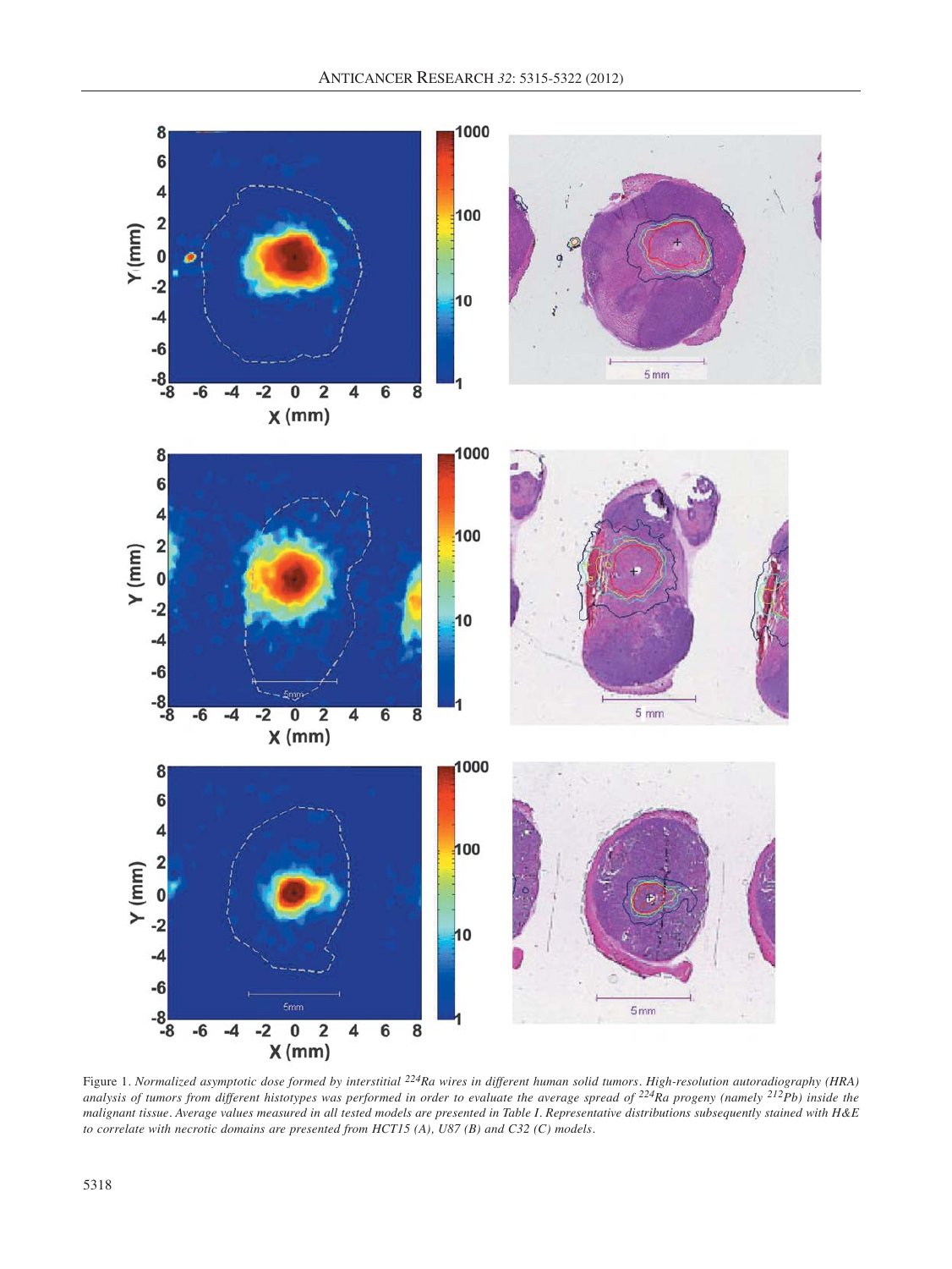Figure 1. *Normalized asymptotic dose formed by interstitial $^{224}Ra$ wires in different human solid tumors. High-resolution autoradiography (HRA) analysis of tumors from different histotypes was performed in order to evaluate the average spread of $^{224}Ra$ progeny (namely $^{212}Pb$) inside the malignant tissue. Average values measured in all tested models are presented in Table I. Representative distributions subsequently stained with H&E to correlate with necrotic domains are presented from HCT15 (A), U87 (B) and C32 (C) models.*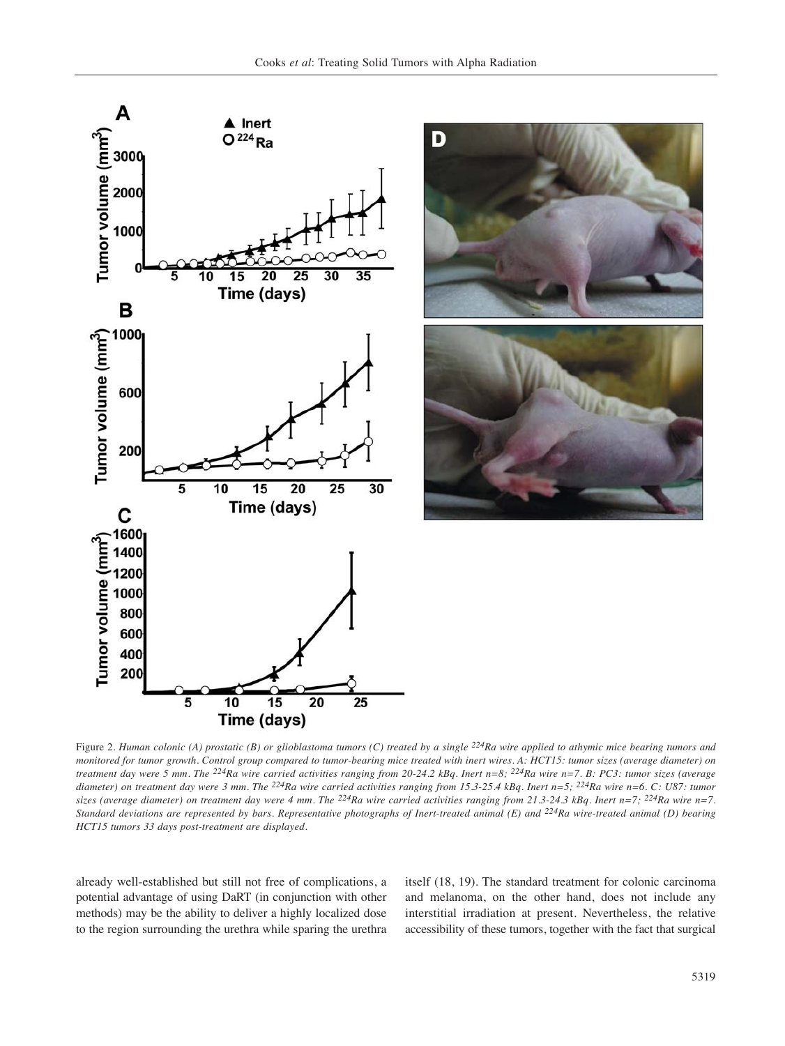Figure 2. *Human colonic (A) prostatic (B) or glioblastoma tumors (C) treated by a single $^{224}$Ra wire applied to athymic mice bearing tumors and monitored for tumor growth. Control group compared to tumor-bearing mice treated with inert wires. A: HCT15: tumor sizes (average diameter) on treatment day were 5 mm. The $^{224}$Ra wire carried activities ranging from 20-24.2 kBq. Inert n=8; $^{224}$Ra wire n=7. B: PC3: tumor sizes (average diameter) on treatment day were 3 mm. The $^{224}$Ra wire carried activities ranging from 15.3-25.4 kBq. Inert n=5; $^{224}$Ra wire n=6. C: U87: tumor sizes (average diameter) on treatment day were 4 mm. The $^{224}$Ra wire carried activities ranging from 21.3-24.3 kBq. Inert n=7; $^{224}$Ra wire n=7. Standard deviations are represented by bars. Representative photographs of Inert-treated animal (E) and $^{224}$Ra wire-treated animal (D) bearing HCT15 tumors 33 days post-treatment are displayed.*

already well-established but still not free of complications, a potential advantage of using DaRT (in conjunction with other methods) may be the ability to deliver a highly localized dose to the region surrounding the urethra while sparing the urethra itself (18, 19). The standard treatment for colonic carcinoma and melanoma, on the other hand, does not include any interstitial irradiation at present. Nevertheless, the relative accessibility of these tumors, together with the fact that surgical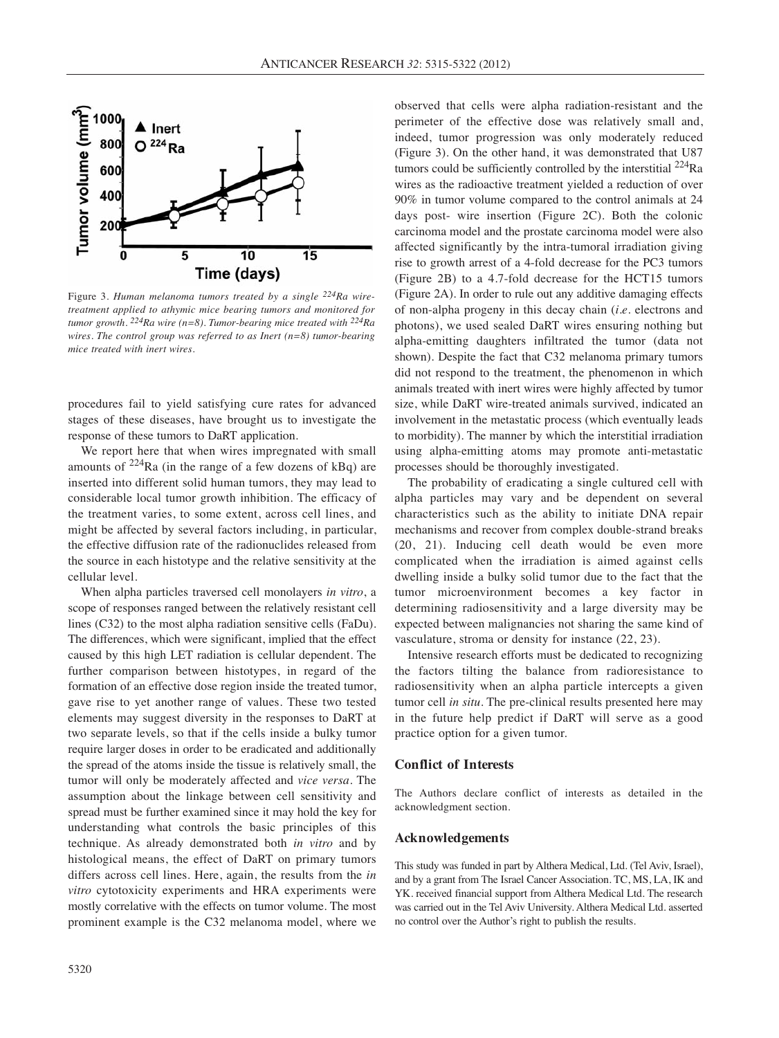Figure 3. *Human melanoma tumors treated by a single $^{224}Ra$ wire-treatment applied to athymic mice bearing tumors and monitored for tumor growth. $^{224}Ra$ wire (n=8). Tumor-bearing mice treated with $^{224}Ra$ wires. The control group was referred to as Inert (n=8) tumor-bearing mice treated with inert wires.*

procedures fail to yield satisfying cure rates for advanced stages of these diseases, have brought us to investigate the response of these tumors to DaRT application.

We report here that when wires impregnated with small amounts of $^{224}Ra$ (in the range of a few dozens of kBq) are inserted into different solid human tumors, they may lead to considerable local tumor growth inhibition. The efficacy of the treatment varies, to some extent, across cell lines, and might be affected by several factors including, in particular, the effective diffusion rate of the radionuclides released from the source in each histotype and the relative sensitivity at the cellular level.

When alpha particles traversed cell monolayers *in vitro*, a scope of responses ranged between the relatively resistant cell lines (C32) to the most alpha radiation sensitive cells (FaDu). The differences, which were significant, implied that the effect caused by this high LET radiation is cellular dependent. The further comparison between histotypes, in regard of the formation of an effective dose region inside the treated tumor, gave rise to yet another range of values. These two tested elements may suggest diversity in the responses to DaRT at two separate levels, so that if the cells inside a bulky tumor require larger doses in order to be eradicated and additionally the spread of the atoms inside the tissue is relatively small, the tumor will only be moderately affected and *vice versa*. The assumption about the linkage between cell sensitivity and spread must be further examined since it may hold the key for understanding what controls the basic principles of this technique. As already demonstrated both *in vitro* and by histological means, the effect of DaRT on primary tumors differs across cell lines. Here, again, the results from the *in vitro* cytotoxicity experiments and HRA experiments were mostly correlative with the effects on tumor volume. The most prominent example is the C32 melanoma model, where we observed that cells were alpha radiation-resistant and the perimeter of the effective dose was relatively small and, indeed, tumor progression was only moderately reduced (Figure 3). On the other hand, it was demonstrated that U87 tumors could be sufficiently controlled by the interstitial $^{224}Ra$ wires as the radioactive treatment yielded a reduction of over 90% in tumor volume compared to the control animals at 24 days post- wire insertion (Figure 2C). Both the colonic carcinoma model and the prostate carcinoma model were also affected significantly by the intra-tumoral irradiation giving rise to growth arrest of a 4-fold decrease for the PC3 tumors (Figure 2B) to a 4.7-fold decrease for the HCT15 tumors (Figure 2A). In order to rule out any additive damaging effects of non-alpha progeny in this decay chain (*i.e.* electrons and photons), we used sealed DaRT wires ensuring nothing but alpha-emitting daughters infiltrated the tumor (data not shown). Despite the fact that C32 melanoma primary tumors did not respond to the treatment, the phenomenon in which animals treated with inert wires were highly affected by tumor size, while DaRT wire-treated animals survived, indicated an involvement in the metastatic process (which eventually leads to morbidity). The manner by which the interstitial irradiation using alpha-emitting atoms may promote anti-metastatic processes should be thoroughly investigated.

The probability of eradicating a single cultured cell with alpha particles may vary and be dependent on several characteristics such as the ability to initiate DNA repair mechanisms and recover from complex double-strand breaks (20, 21). Inducing cell death would be even more complicated when the irradiation is aimed against cells dwelling inside a bulky solid tumor due to the fact that the tumor microenvironment becomes a key factor in determining radiosensitivity and a large diversity may be expected between malignancies not sharing the same kind of vasculature, stroma or density for instance (22, 23).

Intensive research efforts must be dedicated to recognizing the factors tilting the balance from radioresistance to radiosensitivity when an alpha particle intercepts a given tumor cell *in situ*. The pre-clinical results presented here may in the future help predict if DaRT will serve as a good practice option for a given tumor.

## Conflict of Interests

The Authors declare conflict of interests as detailed in the acknowledgment section.

## Acknowledgements

This study was funded in part by Althera Medical, Ltd. (Tel Aviv, Israel), and by a grant from The Israel Cancer Association. TC, MS, LA, IK and YK. received financial support from Althera Medical Ltd. The research was carried out in the Tel Aviv University. Althera Medical Ltd. asserted no control over the Author's right to publish the results.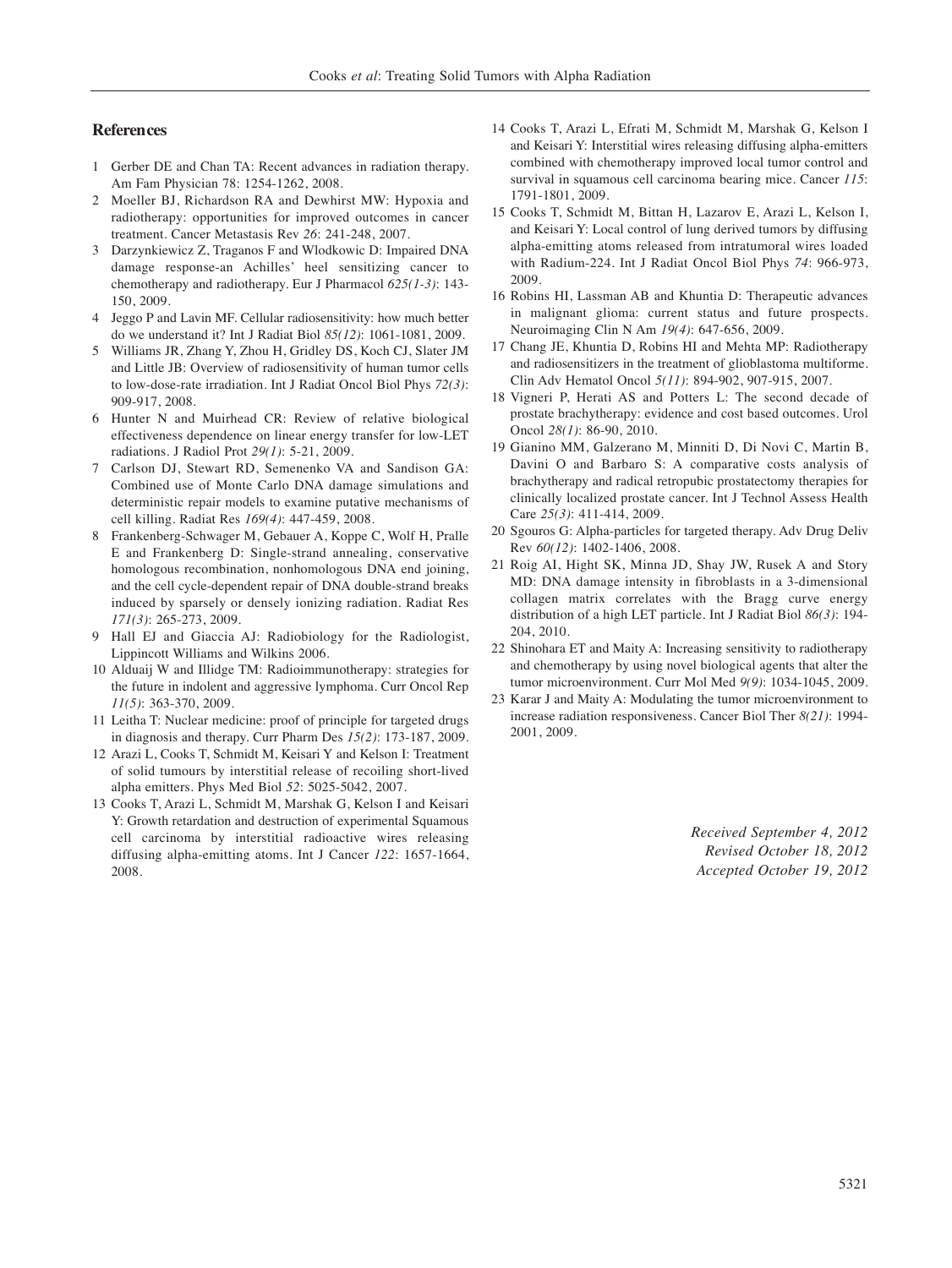## References

1 Gerber DE and Chan TA: Recent advances in radiation therapy. Am Fam Physician 78: 1254-1262, 2008.

2 Moeller BJ, Richardson RA and Dewhirst MW: Hypoxia and radiotherapy: opportunities for improved outcomes in cancer treatment. Cancer Metastasis Rev *26*: 241-248, 2007.

3 Darzynkiewicz Z, Traganos F and Wlodkowic D: Impaired DNA damage response-an Achilles' heel sensitizing cancer to chemotherapy and radiotherapy. Eur J Pharmacol *625(1-3)*: 143-150, 2009.

4 Jeggo P and Lavin MF. Cellular radiosensitivity: how much better do we understand it? Int J Radiat Biol *85(12)*: 1061-1081, 2009.

5 Williams JR, Zhang Y, Zhou H, Gridley DS, Koch CJ, Slater JM and Little JB: Overview of radiosensitivity of human tumor cells to low-dose-rate irradiation. Int J Radiat Oncol Biol Phys *72(3)*: 909-917, 2008.

6 Hunter N and Muirhead CR: Review of relative biological effectiveness dependence on linear energy transfer for low-LET radiations. J Radiol Prot *29(1)*: 5-21, 2009.

7 Carlson DJ, Stewart RD, Semenenko VA and Sandison GA: Combined use of Monte Carlo DNA damage simulations and deterministic repair models to examine putative mechanisms of cell killing. Radiat Res *169(4)*: 447-459, 2008.

8 Frankenberg-Schwager M, Gebauer A, Koppe C, Wolf H, Pralle E and Frankenberg D: Single-strand annealing, conservative homologous recombination, nonhomologous DNA end joining, and the cell cycle-dependent repair of DNA double-strand breaks induced by sparsely or densely ionizing radiation. Radiat Res *171(3)*: 265-273, 2009.

9 Hall EJ and Giaccia AJ: Radiobiology for the Radiologist, Lippincott Williams and Wilkins 2006.

10 Alduaij W and Illidge TM: Radioimmunotherapy: strategies for the future in indolent and aggressive lymphoma. Curr Oncol Rep *11(5)*: 363-370, 2009.

11 Leitha T: Nuclear medicine: proof of principle for targeted drugs in diagnosis and therapy. Curr Pharm Des *15(2)*: 173-187, 2009.

12 Arazi L, Cooks T, Schmidt M, Keisari Y and Kelson I: Treatment of solid tumours by interstitial release of recoiling short-lived alpha emitters. Phys Med Biol *52*: 5025-5042, 2007.

13 Cooks T, Arazi L, Schmidt M, Marshak G, Kelson I and Keisari Y: Growth retardation and destruction of experimental Squamous cell carcinoma by interstitial radioactive wires releasing diffusing alpha-emitting atoms. Int J Cancer *122*: 1657-1664, 2008.

14 Cooks T, Arazi L, Efrati M, Schmidt M, Marshak G, Kelson I and Keisari Y: Interstitial wires releasing diffusing alpha-emitters combined with chemotherapy improved local tumor control and survival in squamous cell carcinoma bearing mice. Cancer *115*: 1791-1801, 2009.

15 Cooks T, Schmidt M, Bittan H, Lazarov E, Arazi L, Kelson I, and Keisari Y: Local control of lung derived tumors by diffusing alpha-emitting atoms released from intratumoral wires loaded with Radium-224. Int J Radiat Oncol Biol Phys *74*: 966-973, 2009.

16 Robins HI, Lassman AB and Khuntia D: Therapeutic advances in malignant glioma: current status and future prospects. Neuroimaging Clin N Am *19(4)*: 647-656, 2009.

17 Chang JE, Khuntia D, Robins HI and Mehta MP: Radiotherapy and radiosensitizers in the treatment of glioblastoma multiforme. Clin Adv Hematol Oncol *5(11)*: 894-902, 907-915, 2007.

18 Vigneri P, Herati AS and Potters L: The second decade of prostate brachytherapy: evidence and cost based outcomes. Urol Oncol *28(1)*: 86-90, 2010.

19 Gianino MM, Galzerano M, Minniti D, Di Novi C, Martin B, Davini O and Barbaro S: A comparative costs analysis of brachytherapy and radical retropubic prostatectomy therapies for clinically localized prostate cancer. Int J Technol Assess Health Care *25(3)*: 411-414, 2009.

20 Sgouros G: Alpha-particles for targeted therapy. Adv Drug Deliv Rev *60(12)*: 1402-1406, 2008.

21 Roig AI, Hight SK, Minna JD, Shay JW, Rusek A and Story MD: DNA damage intensity in fibroblasts in a 3-dimensional collagen matrix correlates with the Bragg curve energy distribution of a high LET particle. Int J Radiat Biol *86(3)*: 194-204, 2010.

22 Shinohara ET and Maity A: Increasing sensitivity to radiotherapy and chemotherapy by using novel biological agents that alter the tumor microenvironment. Curr Mol Med *9(9)*: 1034-1045, 2009.

23 Karar J and Maity A: Modulating the tumor microenvironment to increase radiation responsiveness. Cancer Biol Ther *8(21)*: 1994-2001, 2009.

*Received September 4, 2012*
*Revised October 18, 2012*
*Accepted October 19, 2012*